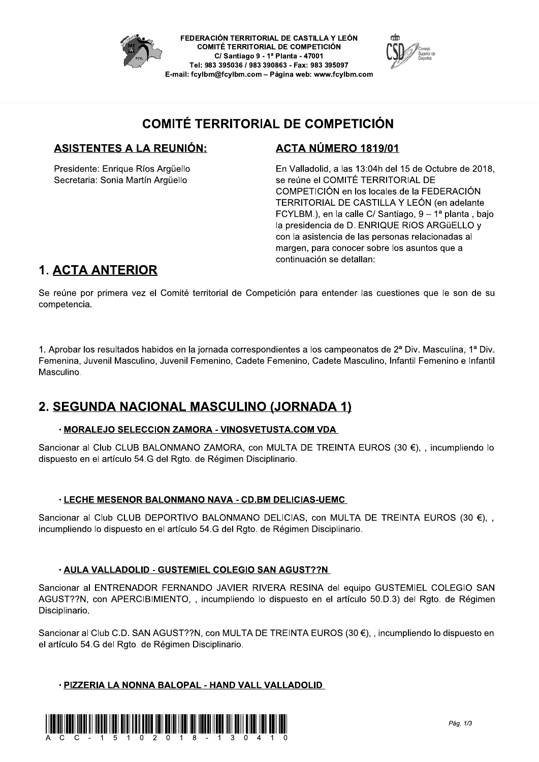FEDERACIÓN TERRITORIAL DE CASTILLA Y LEÓN
COMITÉ TERRITORIAL DE COMPETICIÓN
C/ Santiago 9 - 1ª Planta - 47001
Tel: 983 395036 / 983 390863 - Fax: 983 395097
E-mail: fcylbm@fcylbm.com – Página web: www.fcylbm.com

# COMITÉ TERRITORIAL DE COMPETICIÓN

## ASISTENTES A LA REUNIÓN:

Presidente: Enrique Ríos Argüello
Secretaria: Sonia Martín Argüello

## ACTA NÚMERO 1819/01

En Valladolid, a las 13:04h del 15 de Octubre de 2018, se reúne el COMITÉ TERRITORIAL DE COMPETICIÓN en los locales de la FEDERACIÓN TERRITORIAL DE CASTILLA Y LEÓN (en adelante FCYLBM.), en la calle C/ Santiago, 9 – 1ª planta , bajo la presidencia de D. ENRIQUE RíOS ARGüELLO y con la asistencia de las personas relacionadas al margen, para conocer sobre los asuntos que a continuación se detallan:

## 1. ACTA ANTERIOR

Se reúne por primera vez el Comité territorial de Competición para entender las cuestiones que le son de su competencia.

1. Aprobar los resultados habidos en la jornada correspondientes a los campeonatos de 2ª Div. Masculina, 1ª Div. Femenina, Juvenil Masculino, Juvenil Femenino, Cadete Femenino, Cadete Masculino, Infantil Femenino e Infantil Masculino.

## 2. SEGUNDA NACIONAL MASCULINO (JORNADA 1)

### · MORALEJO SELECCION ZAMORA - VINOSVETUSTA.COM VDA

Sancionar al Club CLUB BALONMANO ZAMORA, con MULTA DE TREINTA EUROS (30 €), , incumpliendo lo dispuesto en el artículo 54.G del Rgto. de Régimen Disciplinario.

### · LECHE MESENOR BALONMANO NAVA - CD.BM DELICIAS-UEMC

Sancionar al Club CLUB DEPORTIVO BALONMANO DELICIAS, con MULTA DE TREINTA EUROS (30 €), , incumpliendo lo dispuesto en el artículo 54.G del Rgto. de Régimen Disciplinario.

### · AULA VALLADOLID - GUSTEMIEL COLEGIO SAN AGUST??N

Sancionar al ENTRENADOR FERNANDO JAVIER RIVERA RESINA del equipo GUSTEMIEL COLEGIO SAN AGUST??N, con APERCIBIMIENTO, , incumpliendo lo dispuesto en el artículo 50.D.3) del Rgto. de Régimen Disciplinario.

Sancionar al Club C.D. SAN AGUST??N, con MULTA DE TREINTA EUROS (30 €), , incumpliendo lo dispuesto en el artículo 54.G del Rgto. de Régimen Disciplinario.

### · PIZZERIA LA NONNA BALOPAL - HAND VALL VALLADOLID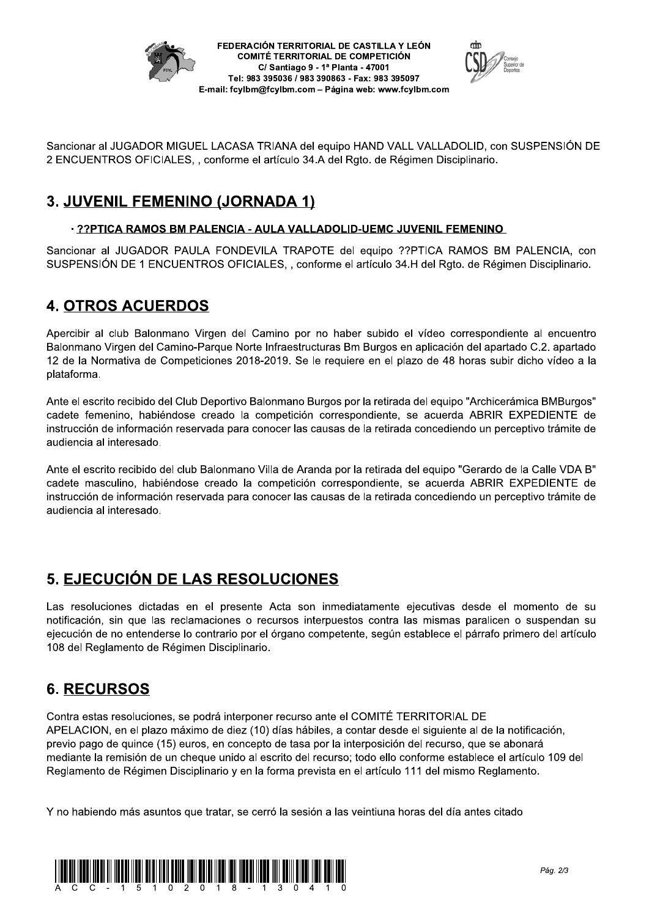Sancionar al JUGADOR MIGUEL LACASA TRIANA del equipo HAND VALL VALLADOLID, con SUSPENSIÓN DE 2 ENCUENTROS OFICIALES, , conforme el artículo 34.A del Rgto. de Régimen Disciplinario.

## 3. JUVENIL FEMENINO (JORNADA 1)

**· ??PTICA RAMOS BM PALENCIA - AULA VALLADOLID-UEMC JUVENIL FEMENINO**

Sancionar al JUGADOR PAULA FONDEVILA TRAPOTE del equipo ??PTICA RAMOS BM PALENCIA, con SUSPENSIÓN DE 1 ENCUENTROS OFICIALES, , conforme el artículo 34.H del Rgto. de Régimen Disciplinario.

## 4. OTROS ACUERDOS

Apercibir al club Balonmano Virgen del Camino por no haber subido el vídeo correspondiente al encuentro Balonmano Virgen del Camino-Parque Norte Infraestructuras Bm Burgos en aplicación del apartado C.2. apartado 12 de la Normativa de Competiciones 2018-2019. Se le requiere en el plazo de 48 horas subir dicho vídeo a la plataforma.

Ante el escrito recibido del Club Deportivo Balonmano Burgos por la retirada del equipo "Archicerámica BMBurgos" cadete femenino, habiéndose creado la competición correspondiente, se acuerda ABRIR EXPEDIENTE de instrucción de información reservada para conocer las causas de la retirada concediendo un perceptivo trámite de audiencia al interesado.

Ante el escrito recibido del club Balonmano Villa de Aranda por la retirada del equipo "Gerardo de la Calle VDA B" cadete masculino, habiéndose creado la competición correspondiente, se acuerda ABRIR EXPEDIENTE de instrucción de información reservada para conocer las causas de la retirada concediendo un perceptivo trámite de audiencia al interesado.

## 5. EJECUCIÓN DE LAS RESOLUCIONES

Las resoluciones dictadas en el presente Acta son inmediatamente ejecutivas desde el momento de su notificación, sin que las reclamaciones o recursos interpuestos contra las mismas paralicen o suspendan su ejecución de no entenderse lo contrario por el órgano competente, según establece el párrafo primero del artículo 108 del Reglamento de Régimen Disciplinario.

## 6. RECURSOS

Contra estas resoluciones, se podrá interponer recurso ante el COMITÉ TERRITORIAL DE APELACION, en el plazo máximo de diez (10) días hábiles, a contar desde el siguiente al de la notificación, previo pago de quince (15) euros, en concepto de tasa por la interposición del recurso, que se abonará mediante la remisión de un cheque unido al escrito del recurso; todo ello conforme establece el artículo 109 del Reglamento de Régimen Disciplinario y en la forma prevista en el artículo 111 del mismo Reglamento.

Y no habiendo más asuntos que tratar, se cerró la sesión a las veintiuna horas del día antes citado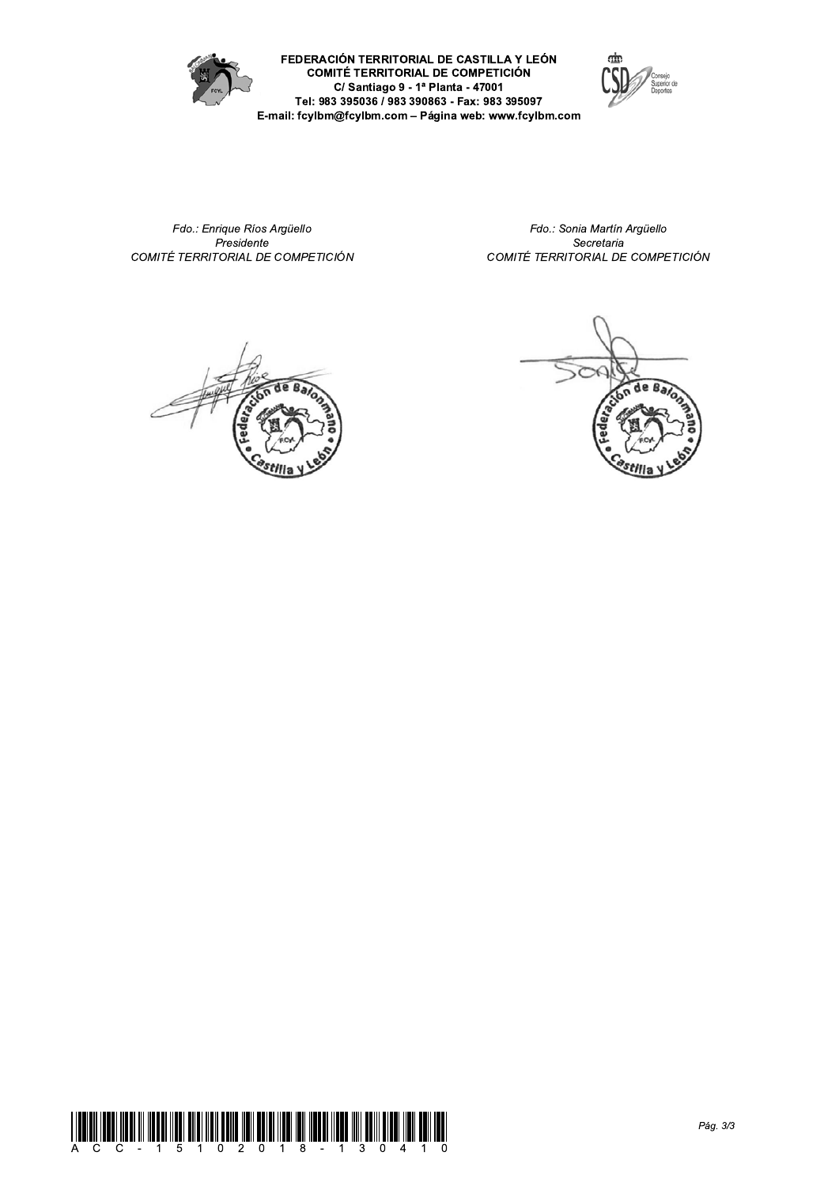*Fdo.: Enrique Ríos Argüello*
*Presidente*
*COMITÉ TERRITORIAL DE COMPETICIÓN*

*Fdo.: Sonia Martín Argüello*
*Secretaria*
*COMITÉ TERRITORIAL DE COMPETICIÓN*

ACC-15102018-130410